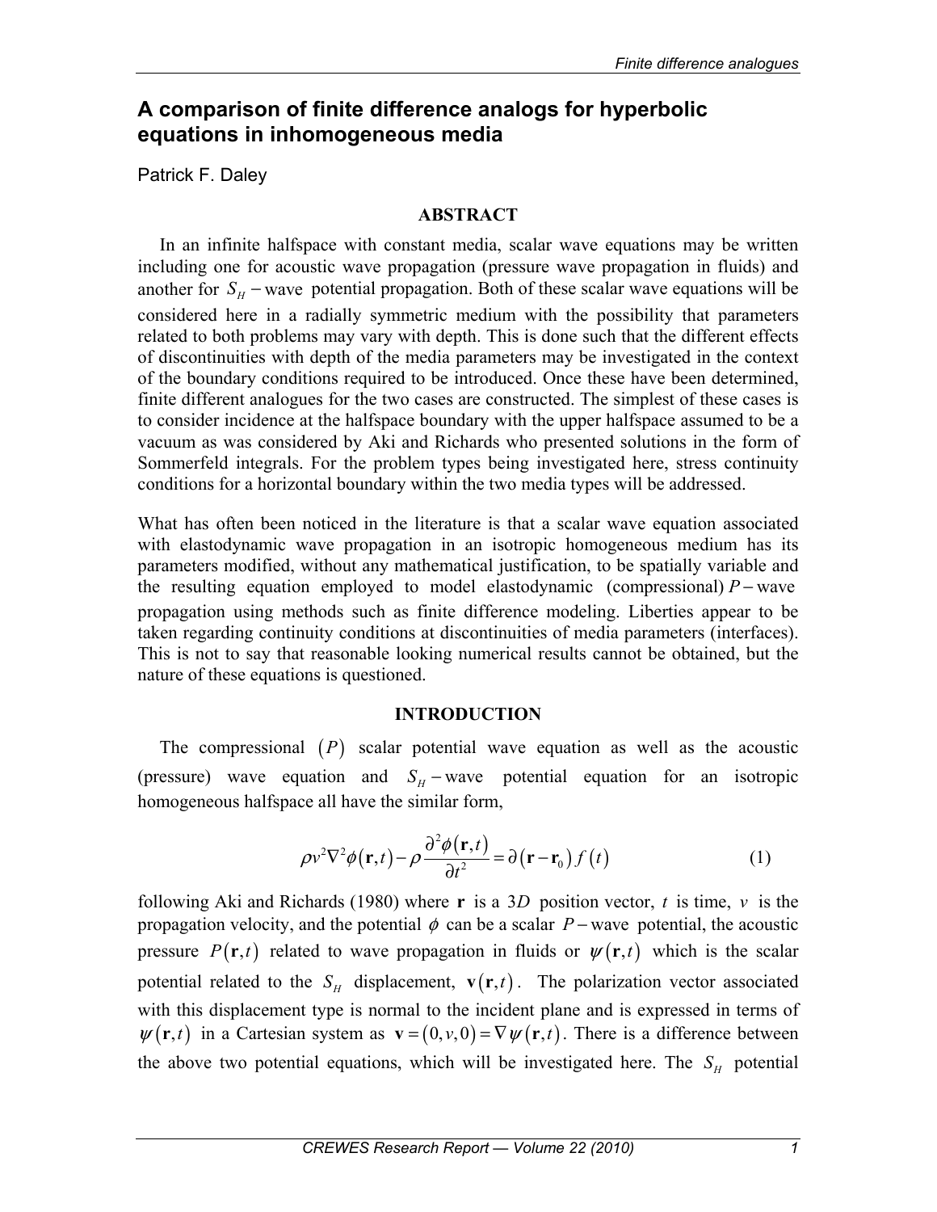# A comparison of finite difference analogs for hyperbolic equations in inhomogeneous media

Patrick F. Daley

## ABSTRACT

In an infinite halfspace with constant media, scalar wave equations may be written including one for acoustic wave propagation (pressure wave propagation in fluids) and another for $S_H -$wave potential propagation. Both of these scalar wave equations will be considered here in a radially symmetric medium with the possibility that parameters related to both problems may vary with depth. This is done such that the different effects of discontinuities with depth of the media parameters may be investigated in the context of the boundary conditions required to be introduced. Once these have been determined, finite different analogues for the two cases are constructed. The simplest of these cases is to consider incidence at the halfspace boundary with the upper halfspace assumed to be a vacuum as was considered by Aki and Richards who presented solutions in the form of Sommerfeld integrals. For the problem types being investigated here, stress continuity conditions for a horizontal boundary within the two media types will be addressed.

What has often been noticed in the literature is that a scalar wave equation associated with elastodynamic wave propagation in an isotropic homogeneous medium has its parameters modified, without any mathematical justification, to be spatially variable and the resulting equation employed to model elastodynamic (compressional) $P-$wave propagation using methods such as finite difference modeling. Liberties appear to be taken regarding continuity conditions at discontinuities of media parameters (interfaces). This is not to say that reasonable looking numerical results cannot be obtained, but the nature of these equations is questioned.

## INTRODUCTION

The compressional $(P)$ scalar potential wave equation as well as the acoustic (pressure) wave equation and $S_H -$wave potential equation for an isotropic homogeneous halfspace all have the similar form,

$$\rho v^2 \nabla^2 \phi(\mathbf{r},t) - \rho \frac{\partial^2 \phi(\mathbf{r},t)}{\partial t^2} = \partial(\mathbf{r}-\mathbf{r}_0) f(t) \tag{1}$$

following Aki and Richards (1980) where $\mathbf{r}$ is a $3D$ position vector, $t$ is time, $v$ is the propagation velocity, and the potential $\phi$ can be a scalar $P-$wave potential, the acoustic pressure $P(\mathbf{r},t)$ related to wave propagation in fluids or $\psi(\mathbf{r},t)$ which is the scalar potential related to the $S_H$ displacement, $\mathbf{v}(\mathbf{r},t)$. The polarization vector associated with this displacement type is normal to the incident plane and is expressed in terms of $\psi(\mathbf{r},t)$ in a Cartesian system as $\mathbf{v} = (0,v,0) = \nabla \psi(\mathbf{r},t)$. There is a difference between the above two potential equations, which will be investigated here. The $S_H$ potential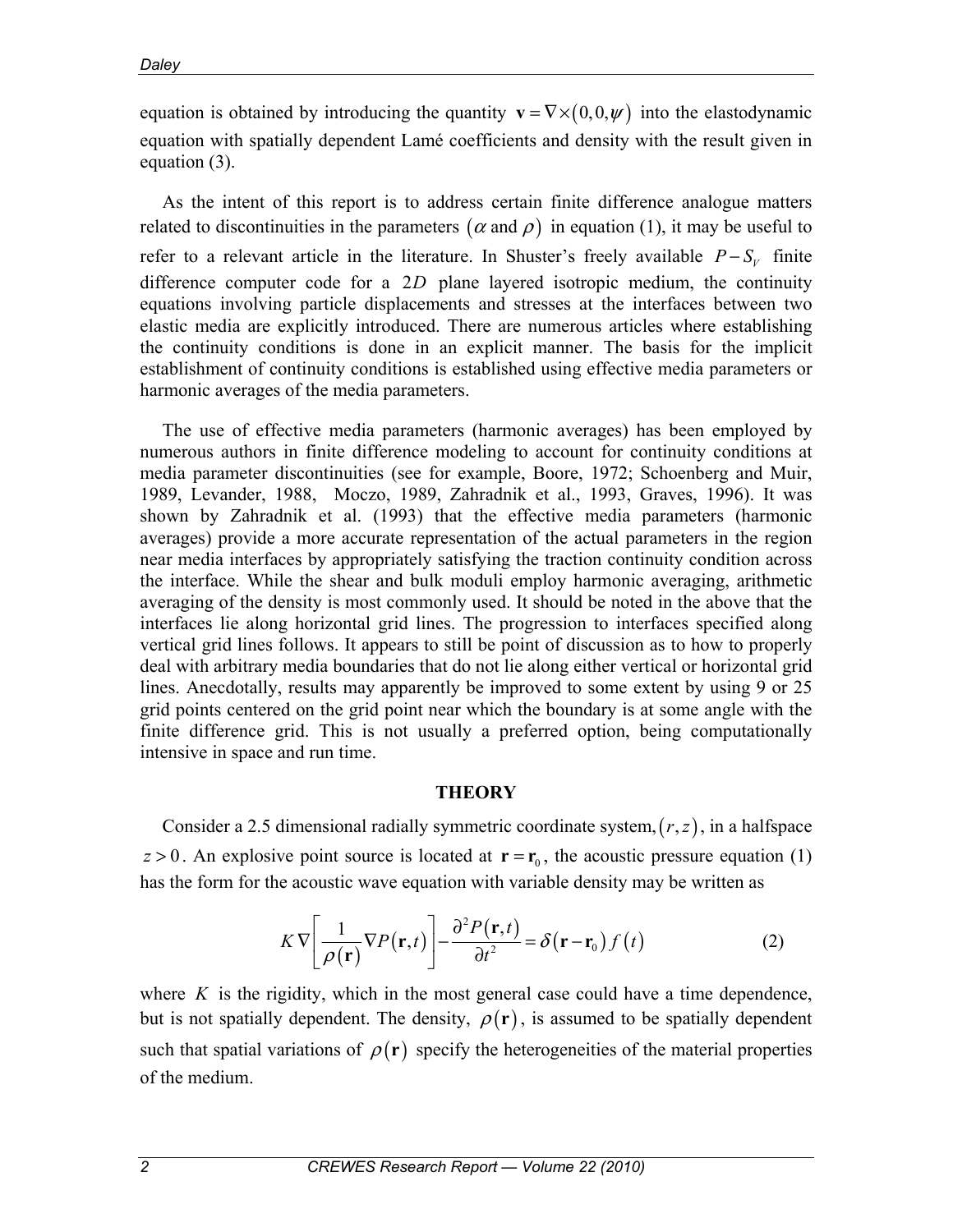equation is obtained by introducing the quantity $\mathbf{v} = \nabla \times (0,0,\psi)$ into the elastodynamic equation with spatially dependent Lamé coefficients and density with the result given in equation (3).

As the intent of this report is to address certain finite difference analogue matters related to discontinuities in the parameters $(\alpha \text{ and } \rho)$ in equation (1), it may be useful to refer to a relevant article in the literature. In Shuster's freely available $P-S_V$ finite difference computer code for a $2D$ plane layered isotropic medium, the continuity equations involving particle displacements and stresses at the interfaces between two elastic media are explicitly introduced. There are numerous articles where establishing the continuity conditions is done in an explicit manner. The basis for the implicit establishment of continuity conditions is established using effective media parameters or harmonic averages of the media parameters.

The use of effective media parameters (harmonic averages) has been employed by numerous authors in finite difference modeling to account for continuity conditions at media parameter discontinuities (see for example, Boore, 1972; Schoenberg and Muir, 1989, Levander, 1988, Moczo, 1989, Zahradnik et al., 1993, Graves, 1996). It was shown by Zahradnik et al. (1993) that the effective media parameters (harmonic averages) provide a more accurate representation of the actual parameters in the region near media interfaces by appropriately satisfying the traction continuity condition across the interface. While the shear and bulk moduli employ harmonic averaging, arithmetic averaging of the density is most commonly used. It should be noted in the above that the interfaces lie along horizontal grid lines. The progression to interfaces specified along vertical grid lines follows. It appears to still be point of discussion as to how to properly deal with arbitrary media boundaries that do not lie along either vertical or horizontal grid lines. Anecdotally, results may apparently be improved to some extent by using 9 or 25 grid points centered on the grid point near which the boundary is at some angle with the finite difference grid. This is not usually a preferred option, being computationally intensive in space and run time.

## THEORY

Consider a 2.5 dimensional radially symmetric coordinate system, $(r,z)$, in a halfspace $z > 0$. An explosive point source is located at $\mathbf{r} = \mathbf{r}_0$, the acoustic pressure equation (1) has the form for the acoustic wave equation with variable density may be written as

$$K \nabla \left[ \frac{1}{\rho(\mathbf{r})} \nabla P(\mathbf{r},t) \right] - \frac{\partial^2 P(\mathbf{r},t)}{\partial t^2} = \delta(\mathbf{r}-\mathbf{r}_0) f(t) \tag{2}$$

where $K$ is the rigidity, which in the most general case could have a time dependence, but is not spatially dependent. The density, $\rho(\mathbf{r})$, is assumed to be spatially dependent such that spatial variations of $\rho(\mathbf{r})$ specify the heterogeneities of the material properties of the medium.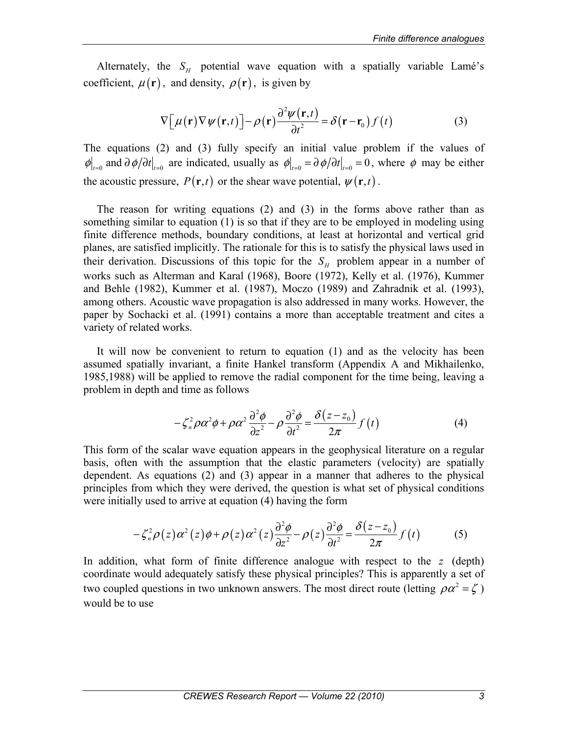Alternately, the $S_H$ potential wave equation with a spatially variable Lamé's coefficient, $\mu(\mathbf{r})$, and density, $\rho(\mathbf{r})$, is given by

$$\nabla\left[\mu(\mathbf{r})\nabla\psi(\mathbf{r},t)\right]-\rho(\mathbf{r})\frac{\partial^2\psi(\mathbf{r},t)}{\partial t^2}=\delta(\mathbf{r}-\mathbf{r}_0)f(t) \tag{3}$$

The equations (2) and (3) fully specify an initial value problem if the values of $\phi|_{t=0}$ and $\partial\phi/\partial t|_{t=0}$ are indicated, usually as $\phi|_{t=0}=\partial\phi/\partial t|_{t=0}=0$, where $\phi$ may be either the acoustic pressure, $P(\mathbf{r},t)$ or the shear wave potential, $\psi(\mathbf{r},t)$.

The reason for writing equations (2) and (3) in the forms above rather than as something similar to equation (1) is so that if they are to be employed in modeling using finite difference methods, boundary conditions, at least at horizontal and vertical grid planes, are satisfied implicitly. The rationale for this is to satisfy the physical laws used in their derivation. Discussions of this topic for the $S_H$ problem appear in a number of works such as Alterman and Karal (1968), Boore (1972), Kelly et al. (1976), Kummer and Behle (1982), Kummer et al. (1987), Moczo (1989) and Zahradnik et al. (1993), among others. Acoustic wave propagation is also addressed in many works. However, the paper by Sochacki et al. (1991) contains a more than acceptable treatment and cites a variety of related works.

It will now be convenient to return to equation (1) and as the velocity has been assumed spatially invariant, a finite Hankel transform (Appendix A and Mikhailenko, 1985,1988) will be applied to remove the radial component for the time being, leaving a problem in depth and time as follows

$$-\zeta_n^2\rho\alpha^2\phi+\rho\alpha^2\frac{\partial^2\phi}{\partial z^2}-\rho\frac{\partial^2\phi}{\partial t^2}=\frac{\delta(z-z_0)}{2\pi}f(t) \tag{4}$$

This form of the scalar wave equation appears in the geophysical literature on a regular basis, often with the assumption that the elastic parameters (velocity) are spatially dependent. As equations (2) and (3) appear in a manner that adheres to the physical principles from which they were derived, the question is what set of physical conditions were initially used to arrive at equation (4) having the form

$$-\zeta_n^2\rho(z)\alpha^2(z)\phi+\rho(z)\alpha^2(z)\frac{\partial^2\phi}{\partial z^2}-\rho(z)\frac{\partial^2\phi}{\partial t^2}=\frac{\delta(z-z_0)}{2\pi}f(t) \tag{5}$$

In addition, what form of finite difference analogue with respect to the $z$ (depth) coordinate would adequately satisfy these physical principles? This is apparently a set of two coupled questions in two unknown answers. The most direct route (letting $\rho\alpha^2=\zeta$) would be to use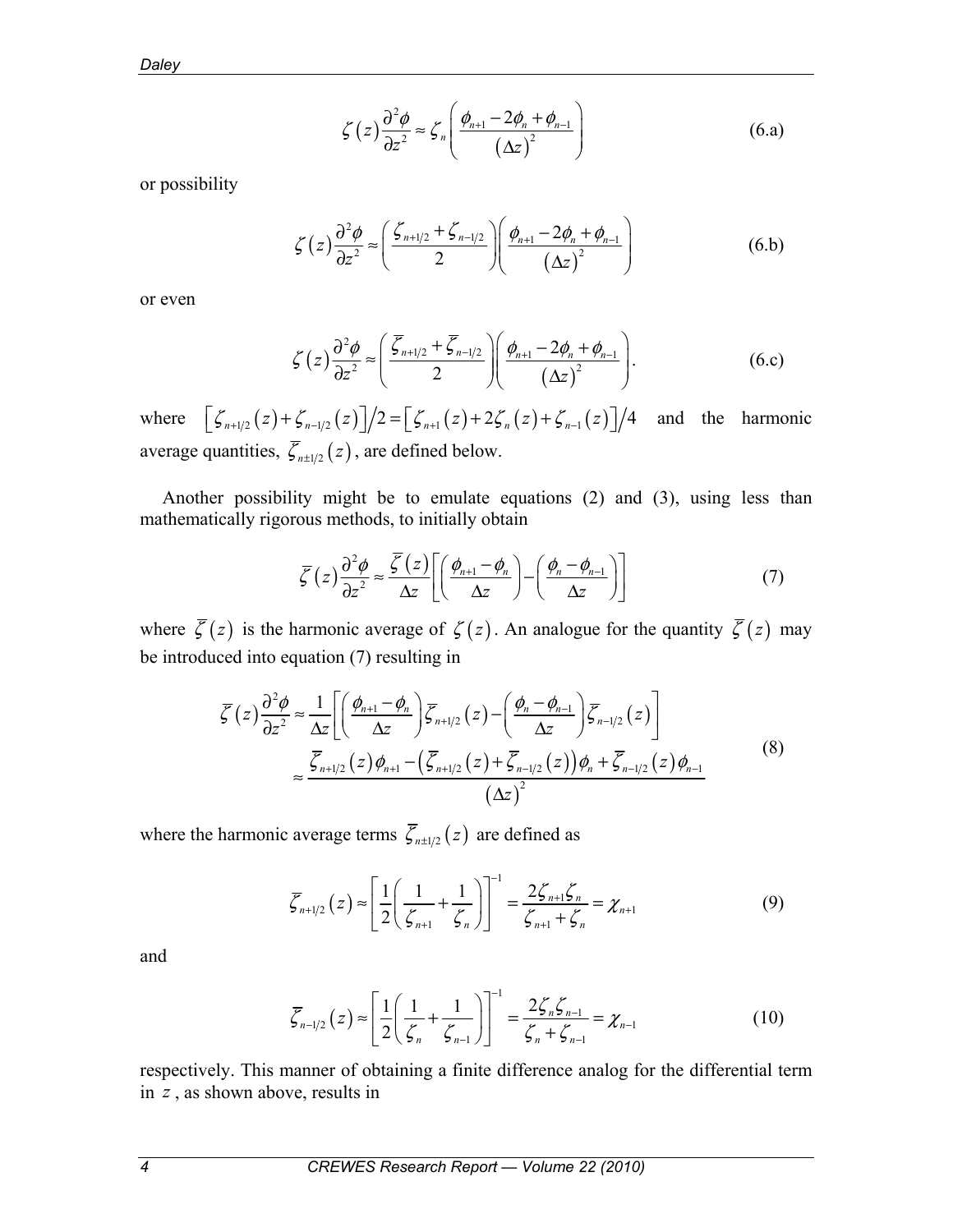$$\zeta(z)\frac{\partial^2\phi}{\partial z^2} \approx \zeta_n\left(\frac{\phi_{n+1}-2\phi_n+\phi_{n-1}}{(\Delta z)^2}\right) \tag{6.a}$$

or possibility

$$\zeta(z)\frac{\partial^2\phi}{\partial z^2} \approx \left(\frac{\zeta_{n+1/2}+\zeta_{n-1/2}}{2}\right)\left(\frac{\phi_{n+1}-2\phi_n+\phi_{n-1}}{(\Delta z)^2}\right) \tag{6.b}$$

or even

$$\zeta(z)\frac{\partial^2\phi}{\partial z^2} \approx \left(\frac{\overline{\zeta}_{n+1/2}+\overline{\zeta}_{n-1/2}}{2}\right)\left(\frac{\phi_{n+1}-2\phi_n+\phi_{n-1}}{(\Delta z)^2}\right). \tag{6.c}$$

where $\left[\zeta_{n+1/2}(z)+\zeta_{n-1/2}(z)\right]/2 = \left[\zeta_{n+1}(z)+2\zeta_n(z)+\zeta_{n-1}(z)\right]/4$ and the harmonic average quantities, $\overline{\zeta}_{n\pm1/2}(z)$, are defined below.

Another possibility might be to emulate equations (2) and (3), using less than mathematically rigorous methods, to initially obtain

$$\overline{\zeta}(z)\frac{\partial^2\phi}{\partial z^2} \approx \frac{\overline{\zeta}(z)}{\Delta z}\left[\left(\frac{\phi_{n+1}-\phi_n}{\Delta z}\right)-\left(\frac{\phi_n-\phi_{n-1}}{\Delta z}\right)\right] \tag{7}$$

where $\overline{\zeta}(z)$ is the harmonic average of $\zeta(z)$. An analogue for the quantity $\overline{\zeta}(z)$ may be introduced into equation (7) resulting in

$$\begin{aligned}\overline{\zeta}(z)\frac{\partial^2\phi}{\partial z^2} &\approx \frac{1}{\Delta z}\left[\left(\frac{\phi_{n+1}-\phi_n}{\Delta z}\right)\overline{\zeta}_{n+1/2}(z)-\left(\frac{\phi_n-\phi_{n-1}}{\Delta z}\right)\overline{\zeta}_{n-1/2}(z)\right] \\ &\approx \frac{\overline{\zeta}_{n+1/2}(z)\phi_{n+1}-\left(\overline{\zeta}_{n+1/2}(z)+\overline{\zeta}_{n-1/2}(z)\right)\phi_n+\overline{\zeta}_{n-1/2}(z)\phi_{n-1}}{(\Delta z)^2}\end{aligned} \tag{8}$$

where the harmonic average terms $\overline{\zeta}_{n\pm1/2}(z)$ are defined as

$$\overline{\zeta}_{n+1/2}(z) \approx \left[\frac{1}{2}\left(\frac{1}{\zeta_{n+1}}+\frac{1}{\zeta_n}\right)\right]^{-1} = \frac{2\zeta_{n+1}\zeta_n}{\zeta_{n+1}+\zeta_n} = \chi_{n+1} \tag{9}$$

and

$$\overline{\zeta}_{n-1/2}(z) \approx \left[\frac{1}{2}\left(\frac{1}{\zeta_n}+\frac{1}{\zeta_{n-1}}\right)\right]^{-1} = \frac{2\zeta_n\zeta_{n-1}}{\zeta_n+\zeta_{n-1}} = \chi_{n-1} \tag{10}$$

respectively. This manner of obtaining a finite difference analog for the differential term in $z$, as shown above, results in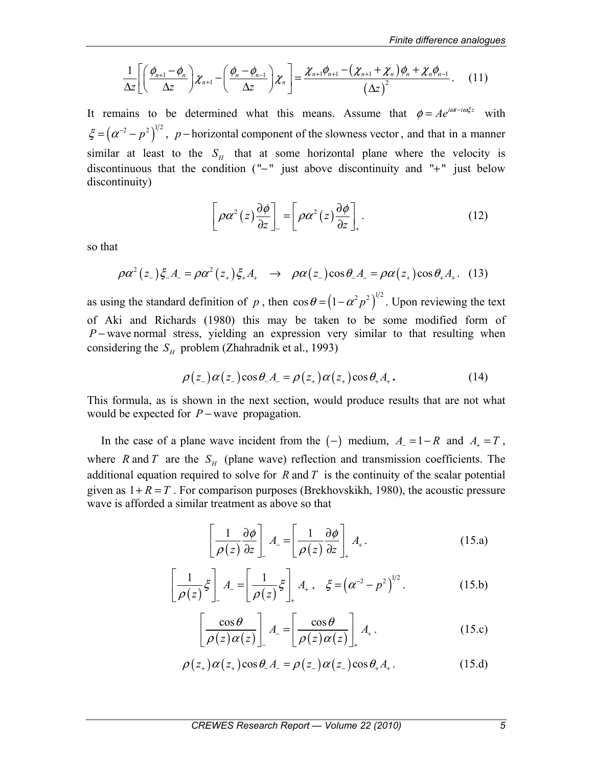$$\frac{1}{\Delta z}\left[\left(\frac{\phi_{n+1}-\phi_n}{\Delta z}\right)\chi_{n+1}-\left(\frac{\phi_n-\phi_{n-1}}{\Delta z}\right)\chi_n\right]=\frac{\chi_{n+1}\phi_{n+1}-\left(\chi_{n+1}+\chi_n\right)\phi_n+\chi_n\phi_{n-1}}{\left(\Delta z\right)^2}. \quad (11)$$

It remains to be determined what this means. Assume that $\phi = Ae^{i\omega t - i\omega\xi z}$ with $\xi = \left(\alpha^{-2} - p^2\right)^{1/2}$, $p-$horizontal component of the slowness vector, and that in a manner similar at least to the $S_H$ that at some horizontal plane where the velocity is discontinuous that the condition ("$-$" just above discontinuity and "$+$" just below discontinuity)

$$\left[\rho\alpha^2\left(z\right)\frac{\partial\phi}{\partial z}\right]_- = \left[\rho\alpha^2\left(z\right)\frac{\partial\phi}{\partial z}\right]_+. \quad (12)$$

so that

$$\rho\alpha^2\left(z_-\right)\xi_- A_- = \rho\alpha^2\left(z_+\right)\xi_+ A_+ \quad \rightarrow \quad \rho\alpha\left(z_-\right)\cos\theta_- A_- = \rho\alpha\left(z_+\right)\cos\theta_+ A_+. \quad (13)$$

as using the standard definition of $p$, then $\cos\theta = \left(1-\alpha^2 p^2\right)^{1/2}$. Upon reviewing the text of Aki and Richards (1980) this may be taken to be some modified form of $P-$wave normal stress, yielding an expression very similar to that resulting when considering the $S_H$ problem (Zhahradnik et al., 1993)

$$\rho\left(z_-\right)\alpha\left(z_-\right)\cos\theta_- A_- = \rho\left(z_+\right)\alpha\left(z_+\right)\cos\theta_+ A_+. \quad (14)$$

This formula, as is shown in the next section, would produce results that are not what would be expected for $P-$wave propagation.

In the case of a plane wave incident from the $(-)$ medium, $A_- = 1-R$ and $A_+ = T$, where $R$ and $T$ are the $S_H$ (plane wave) reflection and transmission coefficients. The additional equation required to solve for $R$ and $T$ is the continuity of the scalar potential given as $1+R=T$. For comparison purposes (Brekhovskikh, 1980), the acoustic pressure wave is afforded a similar treatment as above so that

$$\left[\frac{1}{\rho\left(z\right)}\frac{\partial\phi}{\partial z}\right]_- A_- = \left[\frac{1}{\rho\left(z\right)}\frac{\partial\phi}{\partial z}\right]_+ A_+. \quad (15.a)$$

$$\left[\frac{1}{\rho\left(z\right)}\xi\right]_- A_- = \left[\frac{1}{\rho\left(z\right)}\xi\right]_+ A_+, \quad \xi = \left(\alpha^{-2}-p^2\right)^{1/2}. \quad (15.b)$$

$$\left[\frac{\cos\theta}{\rho\left(z\right)\alpha\left(z\right)}\right]_- A_- = \left[\frac{\cos\theta}{\rho\left(z\right)\alpha\left(z\right)}\right]_+ A_+. \quad (15.c)$$

$$\rho\left(z_+\right)\alpha\left(z_+\right)\cos\theta_- A_- = \rho\left(z_-\right)\alpha\left(z_-\right)\cos\theta_+ A_+. \quad (15.d)$$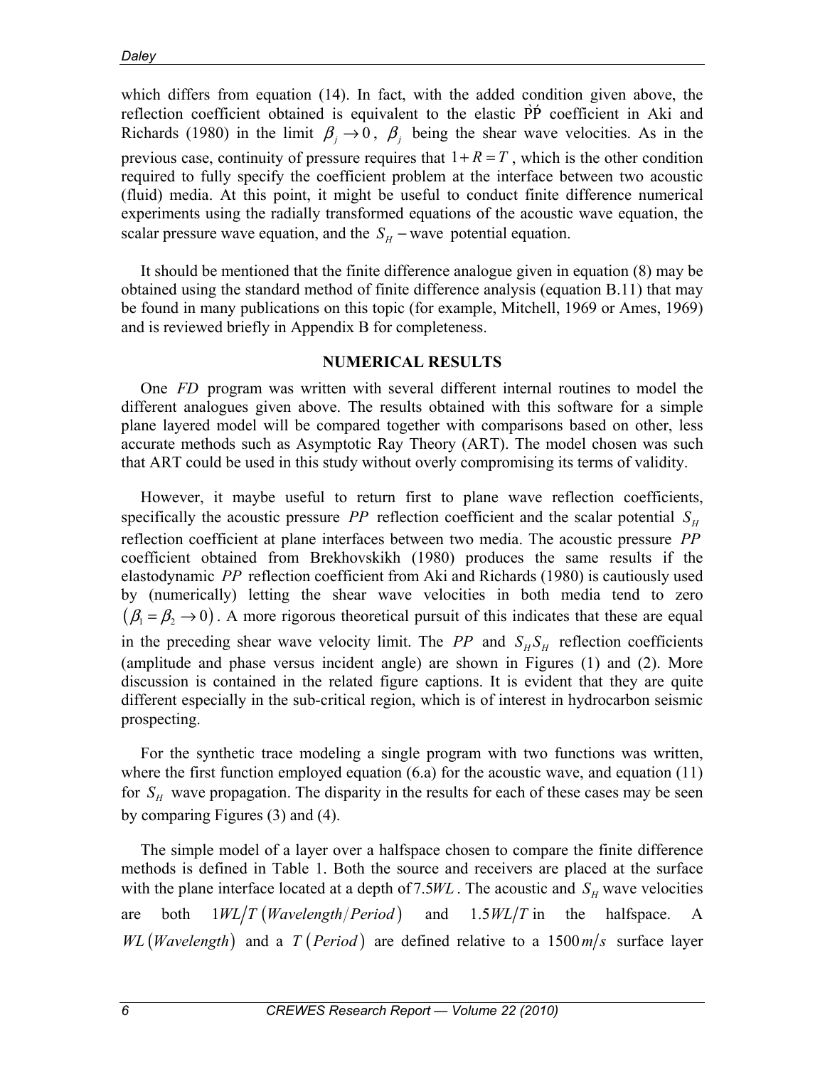which differs from equation (14). In fact, with the added condition given above, the reflection coefficient obtained is equivalent to the elastic $\grave{P}\acute{P}$ coefficient in Aki and Richards (1980) in the limit $\beta_j \to 0$, $\beta_j$ being the shear wave velocities. As in the previous case, continuity of pressure requires that $1+R=T$, which is the other condition required to fully specify the coefficient problem at the interface between two acoustic (fluid) media. At this point, it might be useful to conduct finite difference numerical experiments using the radially transformed equations of the acoustic wave equation, the scalar pressure wave equation, and the $S_H$ – wave potential equation.

It should be mentioned that the finite difference analogue given in equation (8) may be obtained using the standard method of finite difference analysis (equation B.11) that may be found in many publications on this topic (for example, Mitchell, 1969 or Ames, 1969) and is reviewed briefly in Appendix B for completeness.

## NUMERICAL RESULTS

One *FD* program was written with several different internal routines to model the different analogues given above. The results obtained with this software for a simple plane layered model will be compared together with comparisons based on other, less accurate methods such as Asymptotic Ray Theory (ART). The model chosen was such that ART could be used in this study without overly compromising its terms of validity.

However, it maybe useful to return first to plane wave reflection coefficients, specifically the acoustic pressure $PP$ reflection coefficient and the scalar potential $S_H$ reflection coefficient at plane interfaces between two media. The acoustic pressure $PP$ coefficient obtained from Brekhovskikh (1980) produces the same results if the elastodynamic $PP$ reflection coefficient from Aki and Richards (1980) is cautiously used by (numerically) letting the shear wave velocities in both media tend to zero $(\beta_1 = \beta_2 \to 0)$. A more rigorous theoretical pursuit of this indicates that these are equal in the preceding shear wave velocity limit. The $PP$ and $S_H S_H$ reflection coefficients (amplitude and phase versus incident angle) are shown in Figures (1) and (2). More discussion is contained in the related figure captions. It is evident that they are quite different especially in the sub-critical region, which is of interest in hydrocarbon seismic prospecting.

For the synthetic trace modeling a single program with two functions was written, where the first function employed equation (6.a) for the acoustic wave, and equation (11) for $S_H$ wave propagation. The disparity in the results for each of these cases may be seen by comparing Figures (3) and (4).

The simple model of a layer over a halfspace chosen to compare the finite difference methods is defined in Table 1. Both the source and receivers are placed at the surface with the plane interface located at a depth of $7.5WL$. The acoustic and $S_H$ wave velocities are both $1WL/T\ (Wavelength/Period)$ and $1.5WL/T$ in the halfspace. A $WL\ (Wavelength)$ and a $T\ (Period)$ are defined relative to a $1500\,m/s$ surface layer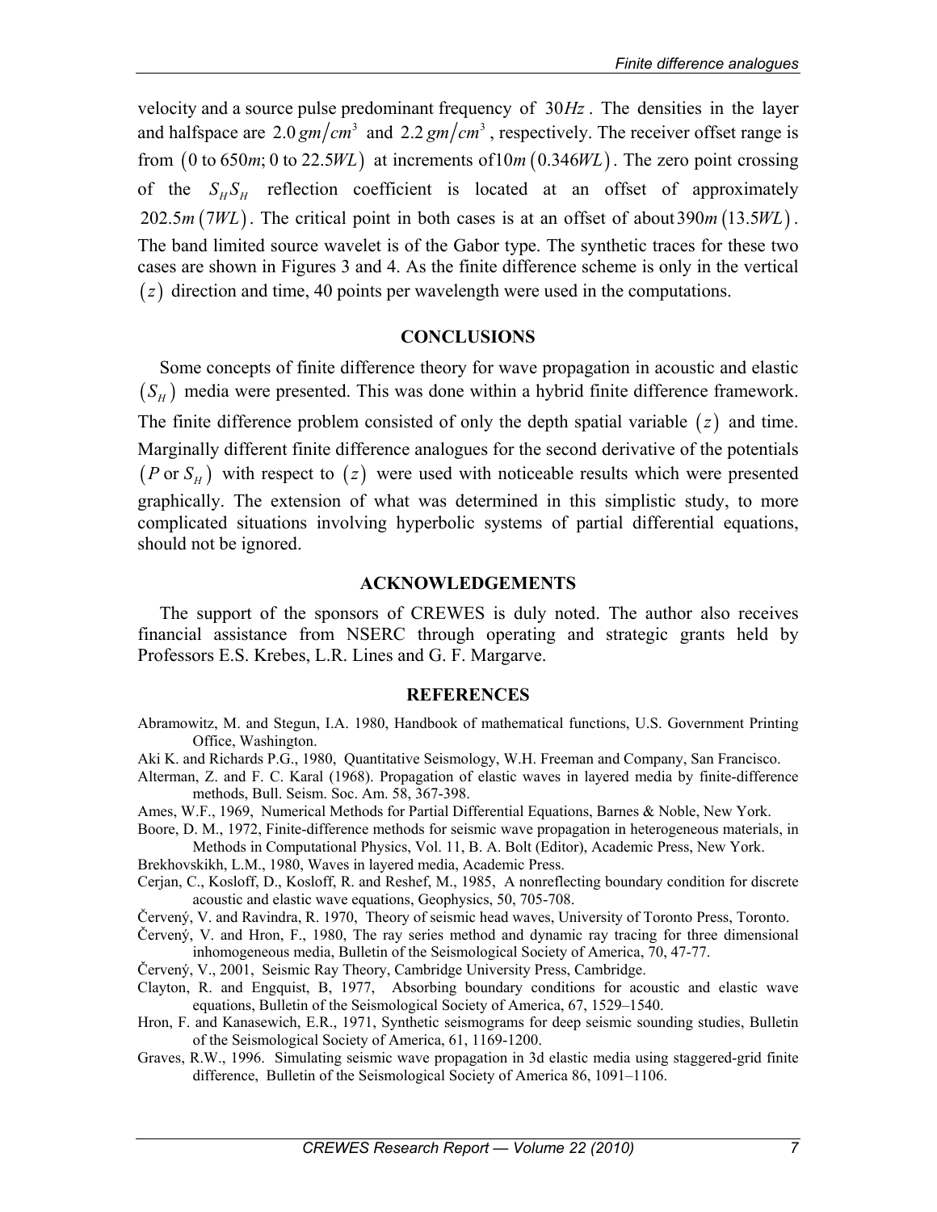velocity and a source pulse predominant frequency of $30Hz$. The densities in the layer and halfspace are $2.0\,gm/cm^3$ and $2.2\,gm/cm^3$, respectively. The receiver offset range is from $(0 \text{ to } 650m; 0 \text{ to } 22.5WL)$ at increments of $10m\,(0.346WL)$. The zero point crossing of the $S_H S_H$ reflection coefficient is located at an offset of approximately $202.5m\,(7WL)$. The critical point in both cases is at an offset of about $390m\,(13.5WL)$. The band limited source wavelet is of the Gabor type. The synthetic traces for these two cases are shown in Figures 3 and 4. As the finite difference scheme is only in the vertical $(z)$ direction and time, 40 points per wavelength were used in the computations.

## CONCLUSIONS

Some concepts of finite difference theory for wave propagation in acoustic and elastic $(S_H)$ media were presented. This was done within a hybrid finite difference framework. The finite difference problem consisted of only the depth spatial variable $(z)$ and time. Marginally different finite difference analogues for the second derivative of the potentials $(P \text{ or } S_H)$ with respect to $(z)$ were used with noticeable results which were presented graphically. The extension of what was determined in this simplistic study, to more complicated situations involving hyperbolic systems of partial differential equations, should not be ignored.

## ACKNOWLEDGEMENTS

The support of the sponsors of CREWES is duly noted. The author also receives financial assistance from NSERC through operating and strategic grants held by Professors E.S. Krebes, L.R. Lines and G. F. Margarve.

## REFERENCES

Abramowitz, M. and Stegun, I.A. 1980, Handbook of mathematical functions, U.S. Government Printing Office, Washington.

Aki K. and Richards P.G., 1980, Quantitative Seismology, W.H. Freeman and Company, San Francisco.

Alterman, Z. and F. C. Karal (1968). Propagation of elastic waves in layered media by finite-difference methods, Bull. Seism. Soc. Am. 58, 367-398.

Ames, W.F., 1969, Numerical Methods for Partial Differential Equations, Barnes & Noble, New York.

Boore, D. M., 1972, Finite-difference methods for seismic wave propagation in heterogeneous materials, in Methods in Computational Physics, Vol. 11, B. A. Bolt (Editor), Academic Press, New York.

Brekhovskikh, L.M., 1980, Waves in layered media, Academic Press.

Cerjan, C., Kosloff, D., Kosloff, R. and Reshef, M., 1985, A nonreflecting boundary condition for discrete acoustic and elastic wave equations, Geophysics, 50, 705-708.

Červený, V. and Ravindra, R. 1970, Theory of seismic head waves, University of Toronto Press, Toronto.

Červený, V. and Hron, F., 1980, The ray series method and dynamic ray tracing for three dimensional inhomogeneous media, Bulletin of the Seismological Society of America, 70, 47-77.

Červený, V., 2001, Seismic Ray Theory, Cambridge University Press, Cambridge.

Clayton, R. and Engquist, B, 1977, Absorbing boundary conditions for acoustic and elastic wave equations, Bulletin of the Seismological Society of America, 67, 1529–1540.

Hron, F. and Kanasewich, E.R., 1971, Synthetic seismograms for deep seismic sounding studies, Bulletin of the Seismological Society of America, 61, 1169-1200.

Graves, R.W., 1996. Simulating seismic wave propagation in 3d elastic media using staggered-grid finite difference, Bulletin of the Seismological Society of America 86, 1091–1106.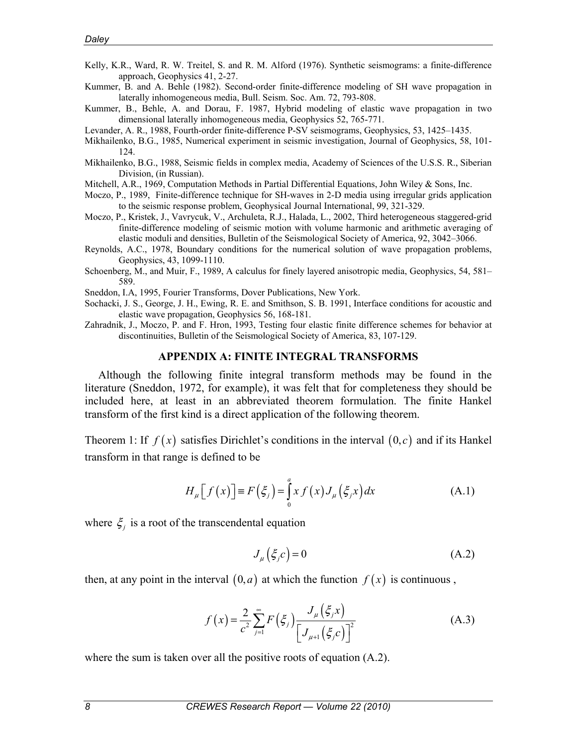Kelly, K.R., Ward, R. W. Treitel, S. and R. M. Alford (1976). Synthetic seismograms: a finite-difference approach, Geophysics 41, 2-27.

Kummer, B. and A. Behle (1982). Second-order finite-difference modeling of SH wave propagation in laterally inhomogeneous media, Bull. Seism. Soc. Am. 72, 793-808.

Kummer, B., Behle, A. and Dorau, F. 1987, Hybrid modeling of elastic wave propagation in two dimensional laterally inhomogeneous media, Geophysics 52, 765-771.

Levander, A. R., 1988, Fourth-order finite-difference P-SV seismograms, Geophysics, 53, 1425–1435.

Mikhailenko, B.G., 1985, Numerical experiment in seismic investigation, Journal of Geophysics, 58, 101-124.

Mikhailenko, B.G., 1988, Seismic fields in complex media, Academy of Sciences of the U.S.S. R., Siberian Division, (in Russian).

Mitchell, A.R., 1969, Computation Methods in Partial Differential Equations, John Wiley & Sons, Inc.

Moczo, P., 1989, Finite-difference technique for SH-waves in 2-D media using irregular grids application to the seismic response problem, Geophysical Journal International, 99, 321-329.

Moczo, P., Kristek, J., Vavrycuk, V., Archuleta, R.J., Halada, L., 2002, Third heterogeneous staggered-grid finite-difference modeling of seismic motion with volume harmonic and arithmetic averaging of elastic moduli and densities, Bulletin of the Seismological Society of America, 92, 3042–3066.

Reynolds, A.C., 1978, Boundary conditions for the numerical solution of wave propagation problems, Geophysics, 43, 1099-1110.

Schoenberg, M., and Muir, F., 1989, A calculus for finely layered anisotropic media, Geophysics, 54, 581–589.

Sneddon, I.A, 1995, Fourier Transforms, Dover Publications, New York.

Sochacki, J. S., George, J. H., Ewing, R. E. and Smithson, S. B. 1991, Interface conditions for acoustic and elastic wave propagation, Geophysics 56, 168-181.

Zahradnik, J., Moczo, P. and F. Hron, 1993, Testing four elastic finite difference schemes for behavior at discontinuities, Bulletin of the Seismological Society of America, 83, 107-129.

## APPENDIX A: FINITE INTEGRAL TRANSFORMS

Although the following finite integral transform methods may be found in the literature (Sneddon, 1972, for example), it was felt that for completeness they should be included here, at least in an abbreviated theorem formulation. The finite Hankel transform of the first kind is a direct application of the following theorem.

Theorem 1: If $f(x)$ satisfies Dirichlet's conditions in the interval $(0,c)$ and if its Hankel transform in that range is defined to be

$$H_{\mu}\left[f(x)\right] \equiv F\left(\xi_j\right) = \int_0^a x\, f(x) J_{\mu}\left(\xi_j x\right) dx \tag{A.1}$$

where $\xi_j$ is a root of the transcendental equation

$$J_{\mu}\left(\xi_j c\right) = 0 \tag{A.2}$$

then, at any point in the interval $(0,a)$ at which the function $f(x)$ is continuous ,

$$f(x) = \frac{2}{c^2}\sum_{j=1}^{\infty} F\left(\xi_j\right)\frac{J_{\mu}\left(\xi_j x\right)}{\left[J_{\mu+1}\left(\xi_j c\right)\right]^2} \tag{A.3}$$

where the sum is taken over all the positive roots of equation (A.2).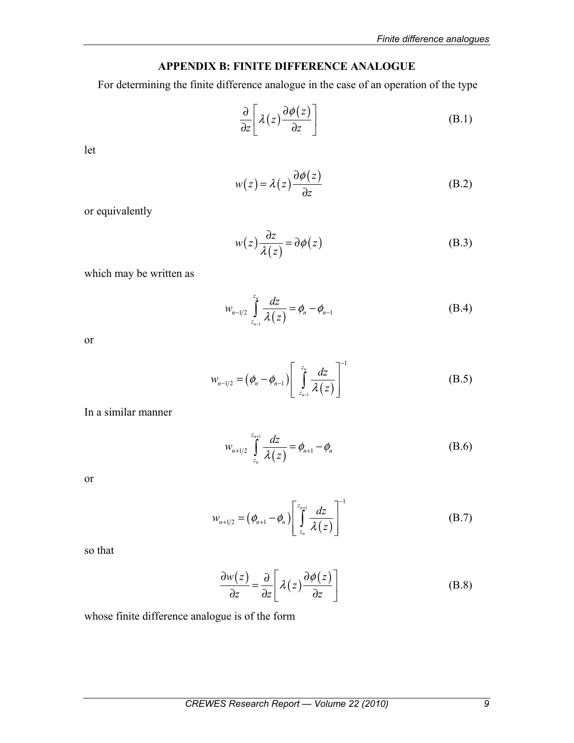## APPENDIX B: FINITE DIFFERENCE ANALOGUE

For determining the finite difference analogue in the case of an operation of the type

$$\frac{\partial}{\partial z}\left[\lambda(z)\frac{\partial\phi(z)}{\partial z}\right] \tag{B.1}$$

let

$$w(z)=\lambda(z)\frac{\partial\phi(z)}{\partial z} \tag{B.2}$$

or equivalently

$$w(z)\frac{\partial z}{\lambda(z)}=\partial\phi(z) \tag{B.3}$$

which may be written as

$$w_{n-1/2}\int_{z_{n-1}}^{z_n}\frac{dz}{\lambda(z)}=\phi_n-\phi_{n-1} \tag{B.4}$$

or

$$w_{n-1/2}=\left(\phi_n-\phi_{n-1}\right)\left[\int_{z_{n-1}}^{z_n}\frac{dz}{\lambda(z)}\right]^{-1} \tag{B.5}$$

In a similar manner

$$w_{n+1/2}\int_{z_n}^{z_{n+1}}\frac{dz}{\lambda(z)}=\phi_{n+1}-\phi_n \tag{B.6}$$

or

$$w_{n+1/2}=\left(\phi_{n+1}-\phi_n\right)\left[\int_{z_n}^{z_{n+1}}\frac{dz}{\lambda(z)}\right]^{-1} \tag{B.7}$$

so that

$$\frac{\partial w(z)}{\partial z}=\frac{\partial}{\partial z}\left[\lambda(z)\frac{\partial\phi(z)}{\partial z}\right] \tag{B.8}$$

whose finite difference analogue is of the form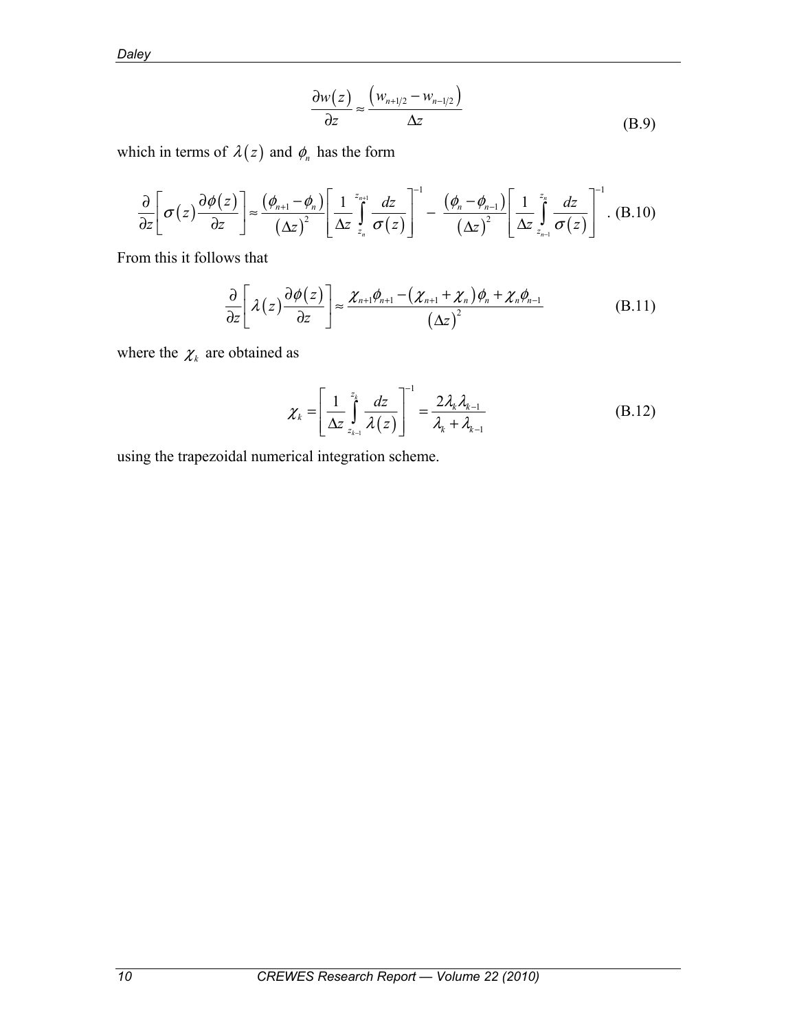$$\frac{\partial w(z)}{\partial z} \approx \frac{\left(w_{n+1/2} - w_{n-1/2}\right)}{\Delta z} \tag{B.9}$$

which in terms of $\lambda(z)$ and $\phi_n$ has the form

$$\frac{\partial}{\partial z}\left[\sigma(z)\frac{\partial \phi(z)}{\partial z}\right] \approx \frac{\left(\phi_{n+1} - \phi_n\right)}{\left(\Delta z\right)^2}\left[\frac{1}{\Delta z}\int_{z_n}^{z_{n+1}}\frac{dz}{\sigma(z)}\right]^{-1} - \frac{\left(\phi_n - \phi_{n-1}\right)}{\left(\Delta z\right)^2}\left[\frac{1}{\Delta z}\int_{z_{n-1}}^{z_n}\frac{dz}{\sigma(z)}\right]^{-1}. \tag{B.10}$$

From this it follows that

$$\frac{\partial}{\partial z}\left[\lambda(z)\frac{\partial \phi(z)}{\partial z}\right] \approx \frac{\chi_{n+1}\phi_{n+1} - \left(\chi_{n+1} + \chi_n\right)\phi_n + \chi_n\phi_{n-1}}{\left(\Delta z\right)^2} \tag{B.11}$$

where the $\chi_k$ are obtained as

$$\chi_k = \left[\frac{1}{\Delta z}\int_{z_{k-1}}^{z_k}\frac{dz}{\lambda(z)}\right]^{-1} = \frac{2\lambda_k\lambda_{k-1}}{\lambda_k + \lambda_{k-1}} \tag{B.12}$$

using the trapezoidal numerical integration scheme.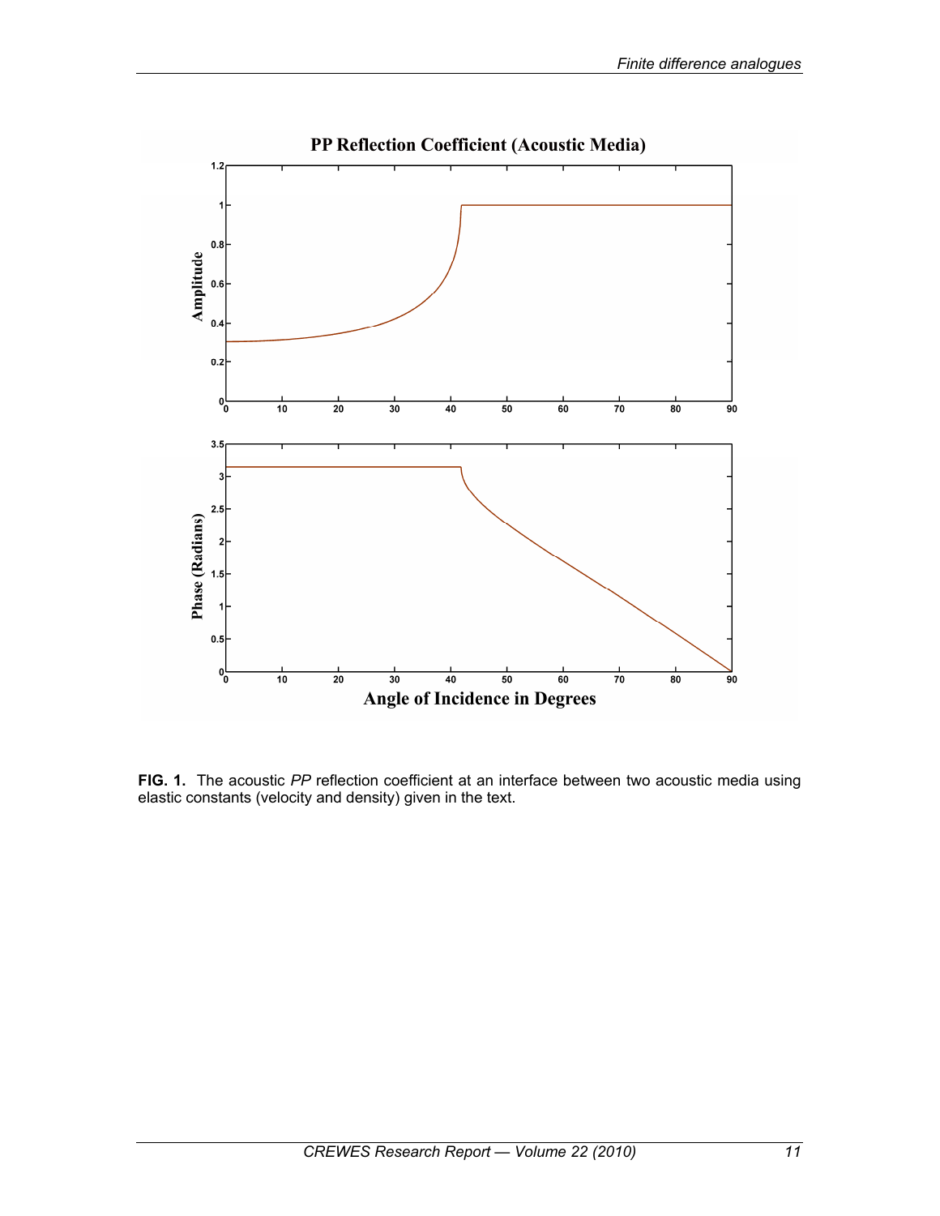**FIG. 1.** The acoustic *PP* reflection coefficient at an interface between two acoustic media using elastic constants (velocity and density) given in the text.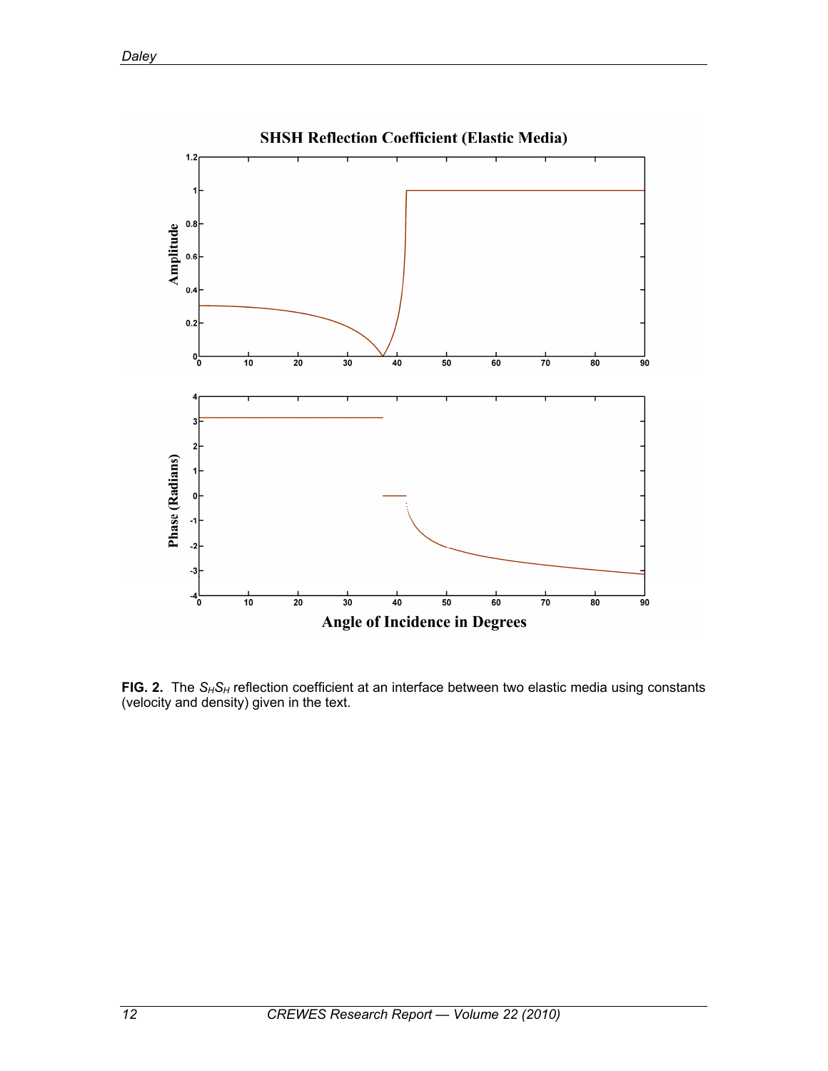**FIG. 2.** The $S_H S_H$ reflection coefficient at an interface between two elastic media using constants (velocity and density) given in the text.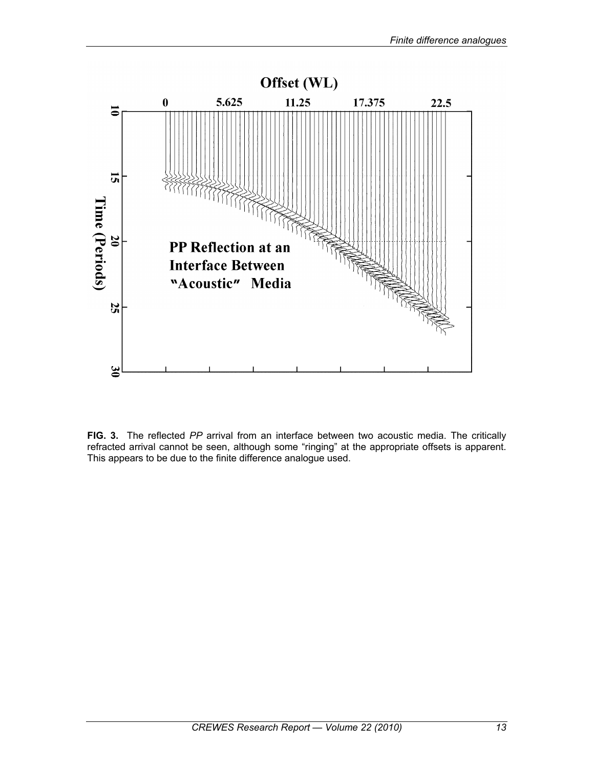**FIG. 3.** The reflected *PP* arrival from an interface between two acoustic media. The critically refracted arrival cannot be seen, although some "ringing" at the appropriate offsets is apparent. This appears to be due to the finite difference analogue used.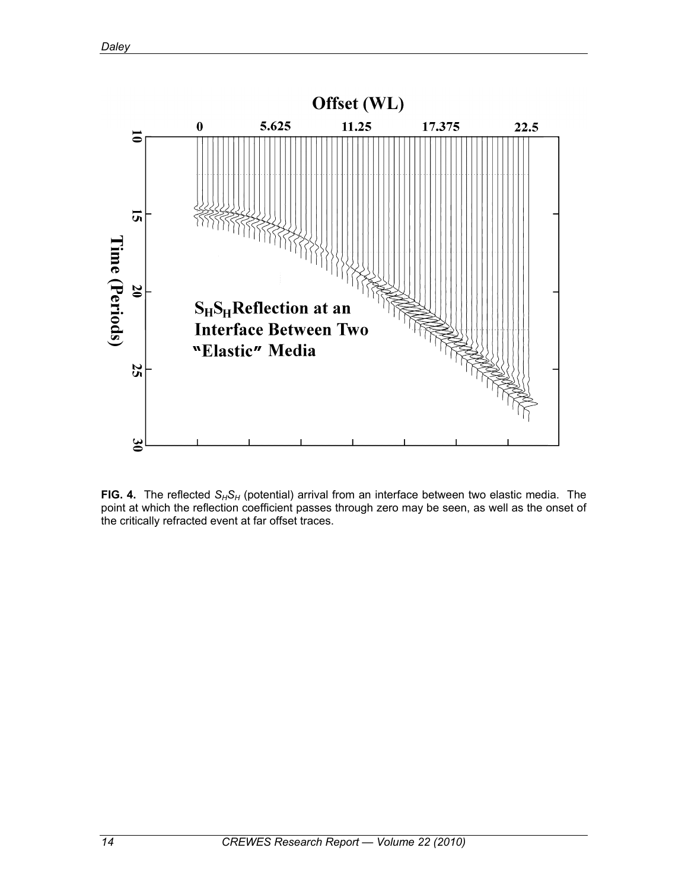Offset (WL)

0 5.625 11.25 17.375 22.5

Time (Periods)

10 15 20 25 30

$S_HS_H$ Reflection at an Interface Between Two "Elastic" Media

**FIG. 4.** The reflected $S_HS_H$ (potential) arrival from an interface between two elastic media. The point at which the reflection coefficient passes through zero may be seen, as well as the onset of the critically refracted event at far offset traces.